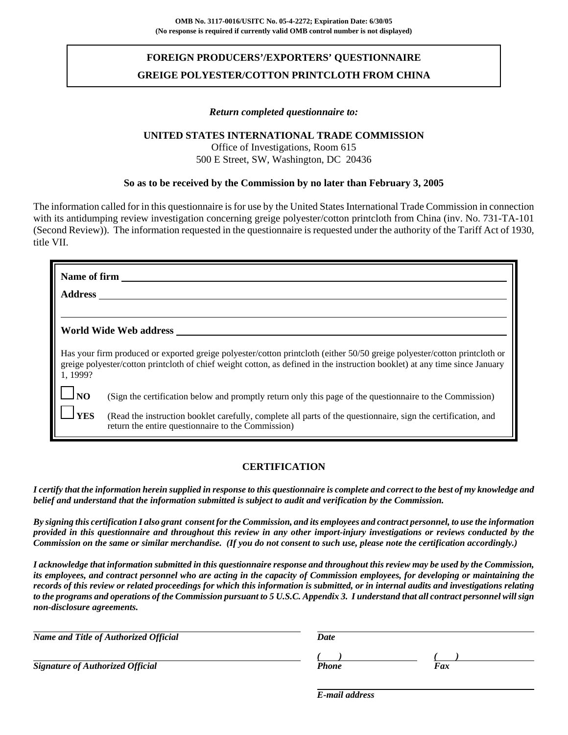**OMB No. 3117-0016/USITC No. 05-4-2272; Expiration Date: 6/30/05**
**(No response is required if currently valid OMB control number is not displayed)**

# FOREIGN PRODUCERS'/EXPORTERS' QUESTIONNAIRE

# GREIGE POLYESTER/COTTON PRINTCLOTH FROM CHINA

*Return completed questionnaire to:*

**UNITED STATES INTERNATIONAL TRADE COMMISSION**
Office of Investigations, Room 615
500 E Street, SW, Washington, DC 20436

**So as to be received by the Commission by no later than February 3, 2005**

The information called for in this questionnaire is for use by the United States International Trade Commission in connection with its antidumping review investigation concerning greige polyester/cotton printcloth from China (inv. No. 731-TA-101 (Second Review)). The information requested in the questionnaire is requested under the authority of the Tariff Act of 1930, title VII.

**Name of firm** \_\_\_\_\_\_\_\_\_\_\_\_\_\_\_\_\_\_\_\_\_\_\_\_\_\_\_\_\_\_\_\_\_\_\_\_\_\_\_\_

**Address** \_\_\_\_\_\_\_\_\_\_\_\_\_\_\_\_\_\_\_\_\_\_\_\_\_\_\_\_\_\_\_\_\_\_\_\_\_\_\_\_

\_\_\_\_\_\_\_\_\_\_\_\_\_\_\_\_\_\_\_\_\_\_\_\_\_\_\_\_\_\_\_\_\_\_\_\_\_\_\_\_

**World Wide Web address** \_\_\_\_\_\_\_\_\_\_\_\_\_\_\_\_\_\_\_\_\_\_\_\_\_\_\_\_\_\_\_\_\_\_\_\_\_\_\_\_

Has your firm produced or exported greige polyester/cotton printcloth (either 50/50 greige polyester/cotton printcloth or greige polyester/cotton printcloth of chief weight cotton, as defined in the instruction booklet) at any time since January 1, 1999?

☐ **NO** (Sign the certification below and promptly return only this page of the questionnaire to the Commission)

☐ **YES** (Read the instruction booklet carefully, complete all parts of the questionnaire, sign the certification, and return the entire questionnaire to the Commission)

## CERTIFICATION

***I certify that the information herein supplied in response to this questionnaire is complete and correct to the best of my knowledge and belief and understand that the information submitted is subject to audit and verification by the Commission.***

***By signing this certification I also grant consent for the Commission, and its employees and contract personnel, to use the information provided in this questionnaire and throughout this review in any other import-injury investigations or reviews conducted by the Commission on the same or similar merchandise. (If you do not consent to such use, please note the certification accordingly.)***

***I acknowledge that information submitted in this questionnaire response and throughout this review may be used by the Commission, its employees, and contract personnel who are acting in the capacity of Commission employees, for developing or maintaining the records of this review or related proceedings for which this information is submitted, or in internal audits and investigations relating to the programs and operations of the Commission pursuant to 5 U.S.C. Appendix 3. I understand that all contract personnel will sign non-disclosure agreements.***

\_\_\_\_\_\_\_\_\_\_\_\_\_\_\_\_\_\_\_\_\_\_\_\_\_\_\_\_\_\_\_\_\_\_\_\_\_\_\_\_ \_\_\_\_\_\_\_\_\_\_\_\_\_\_\_\_\_\_\_\_\_\_\_\_
***Name and Title of Authorized Official*** ***Date***

\_\_\_\_\_\_\_\_\_\_\_\_\_\_\_\_\_\_\_\_\_\_\_\_\_\_\_\_\_\_\_\_\_\_\_\_\_\_\_\_ ***(    )*** \_\_\_\_\_\_\_\_\_\_\_\_ ***(    )*** \_\_\_\_\_\_\_\_\_\_\_\_
***Signature of Authorized Official*** ***Phone*** ***Fax***

\_\_\_\_\_\_\_\_\_\_\_\_\_\_\_\_\_\_\_\_\_\_\_\_
***E-mail address***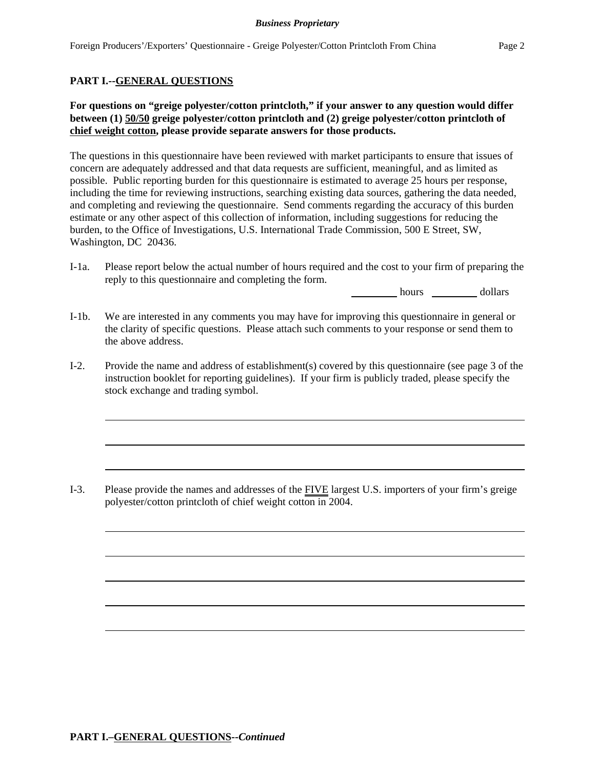## PART I.--GENERAL QUESTIONS

**For questions on "greige polyester/cotton printcloth," if your answer to any question would differ between (1) 50/50 greige polyester/cotton printcloth and (2) greige polyester/cotton printcloth of chief weight cotton, please provide separate answers for those products.**

The questions in this questionnaire have been reviewed with market participants to ensure that issues of concern are adequately addressed and that data requests are sufficient, meaningful, and as limited as possible. Public reporting burden for this questionnaire is estimated to average 25 hours per response, including the time for reviewing instructions, searching existing data sources, gathering the data needed, and completing and reviewing the questionnaire. Send comments regarding the accuracy of this burden estimate or any other aspect of this collection of information, including suggestions for reducing the burden, to the Office of Investigations, U.S. International Trade Commission, 500 E Street, SW, Washington, DC 20436.

I-1a. Please report below the actual number of hours required and the cost to your firm of preparing the reply to this questionnaire and completing the form.

_________ hours _________ dollars

I-1b. We are interested in any comments you may have for improving this questionnaire in general or the clarity of specific questions. Please attach such comments to your response or send them to the above address.

I-2. Provide the name and address of establishment(s) covered by this questionnaire (see page 3 of the instruction booklet for reporting guidelines). If your firm is publicly traded, please specify the stock exchange and trading symbol.

______________________________________________________________________

______________________________________________________________________

______________________________________________________________________

I-3. Please provide the names and addresses of the FIVE largest U.S. importers of your firm's greige polyester/cotton printcloth of chief weight cotton in 2004.

______________________________________________________________________

______________________________________________________________________

______________________________________________________________________

______________________________________________________________________

______________________________________________________________________

**PART I.–GENERAL QUESTIONS--*Continued***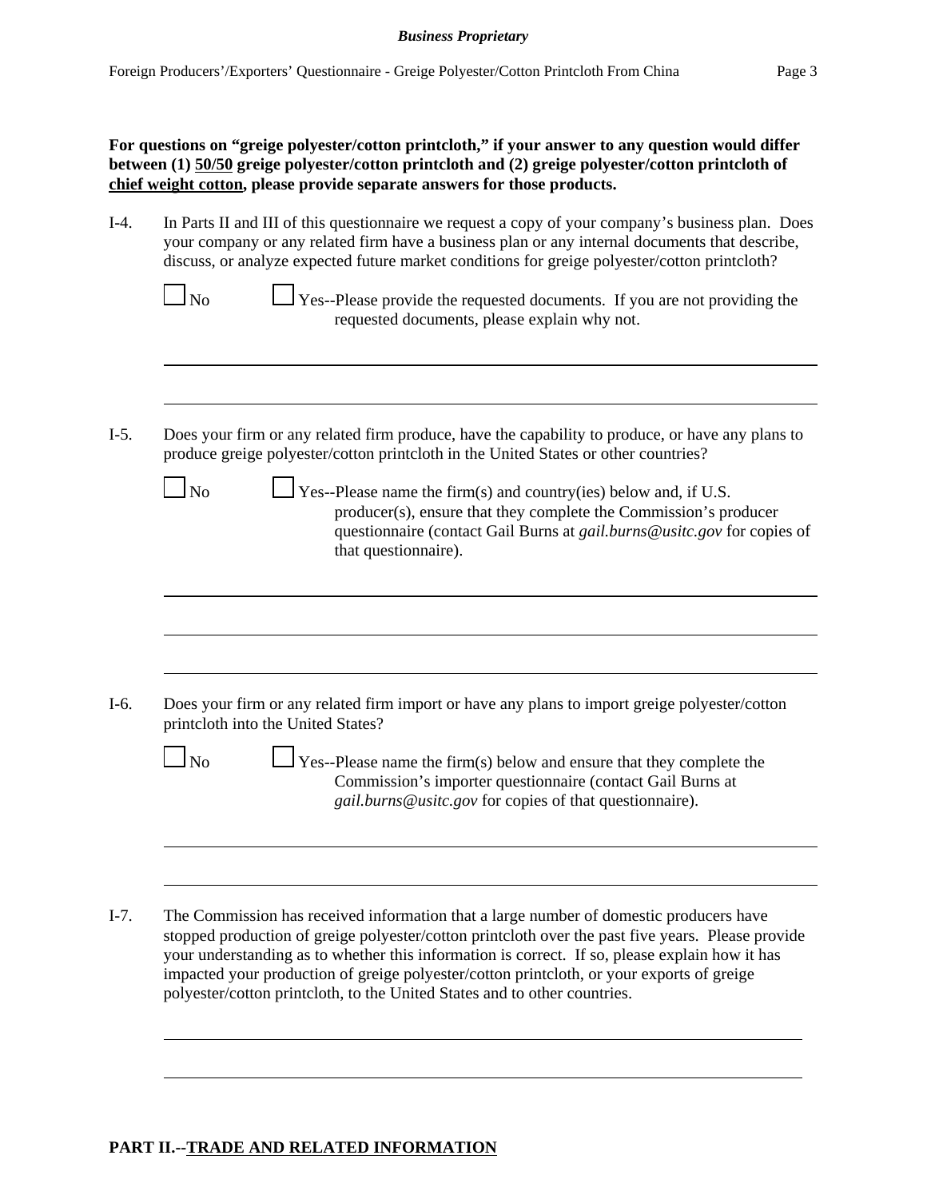**For questions on "greige polyester/cotton printcloth," if your answer to any question would differ between (1) 50/50 greige polyester/cotton printcloth and (2) greige polyester/cotton printcloth of chief weight cotton, please provide separate answers for those products.**

I-4. In Parts II and III of this questionnaire we request a copy of your company's business plan. Does your company or any related firm have a business plan or any internal documents that describe, discuss, or analyze expected future market conditions for greige polyester/cotton printcloth?

☐ No ☐ Yes--Please provide the requested documents. If you are not providing the requested documents, please explain why not.

I-5. Does your firm or any related firm produce, have the capability to produce, or have any plans to produce greige polyester/cotton printcloth in the United States or other countries?

☐ No ☐ Yes--Please name the firm(s) and country(ies) below and, if U.S. producer(s), ensure that they complete the Commission's producer questionnaire (contact Gail Burns at *gail.burns@usitc.gov* for copies of that questionnaire).

I-6. Does your firm or any related firm import or have any plans to import greige polyester/cotton printcloth into the United States?

☐ No ☐ Yes--Please name the firm(s) below and ensure that they complete the Commission's importer questionnaire (contact Gail Burns at *gail.burns@usitc.gov* for copies of that questionnaire).

I-7. The Commission has received information that a large number of domestic producers have stopped production of greige polyester/cotton printcloth over the past five years. Please provide your understanding as to whether this information is correct. If so, please explain how it has impacted your production of greige polyester/cotton printcloth, or your exports of greige polyester/cotton printcloth, to the United States and to other countries.

## PART II.--TRADE AND RELATED INFORMATION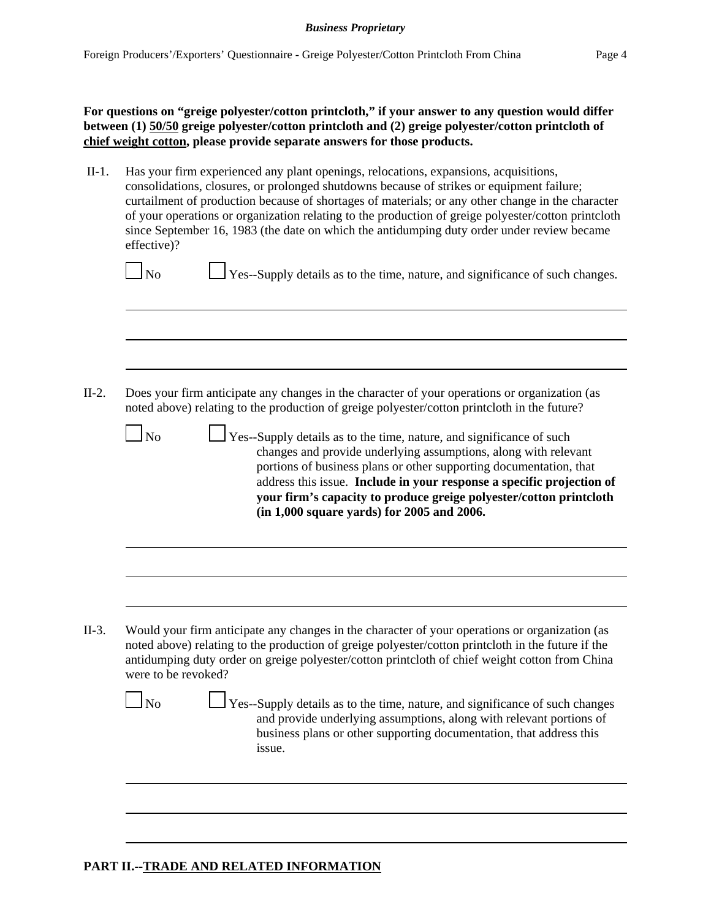**For questions on "greige polyester/cotton printcloth," if your answer to any question would differ between (1) <u>50/50</u> greige polyester/cotton printcloth and (2) greige polyester/cotton printcloth of <u>chief weight cotton</u>, please provide separate answers for those products.**

II-1. Has your firm experienced any plant openings, relocations, expansions, acquisitions, consolidations, closures, or prolonged shutdowns because of strikes or equipment failure; curtailment of production because of shortages of materials; or any other change in the character of your operations or organization relating to the production of greige polyester/cotton printcloth since September 16, 1983 (the date on which the antidumping duty order under review became effective)?

☐ No ☐ Yes--Supply details as to the time, nature, and significance of such changes.

______________________________________________________________________

______________________________________________________________________

______________________________________________________________________

II-2. Does your firm anticipate any changes in the character of your operations or organization (as noted above) relating to the production of greige polyester/cotton printcloth in the future?

☐ No ☐ Yes--Supply details as to the time, nature, and significance of such changes and provide underlying assumptions, along with relevant portions of business plans or other supporting documentation, that address this issue. **Include in your response a specific projection of your firm's capacity to produce greige polyester/cotton printcloth (in 1,000 square yards) for 2005 and 2006.**

______________________________________________________________________

______________________________________________________________________

______________________________________________________________________

II-3. Would your firm anticipate any changes in the character of your operations or organization (as noted above) relating to the production of greige polyester/cotton printcloth in the future if the antidumping duty order on greige polyester/cotton printcloth of chief weight cotton from China were to be revoked?

☐ No ☐ Yes--Supply details as to the time, nature, and significance of such changes and provide underlying assumptions, along with relevant portions of business plans or other supporting documentation, that address this issue.

______________________________________________________________________

______________________________________________________________________

______________________________________________________________________

## PART II.--<u>TRADE AND RELATED INFORMATION</u>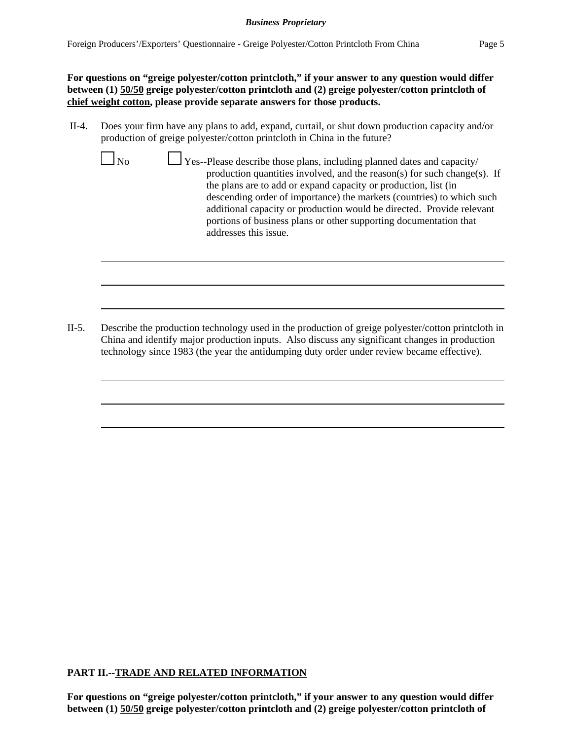**For questions on "greige polyester/cotton printcloth," if your answer to any question would differ between (1) <u>50/50</u> greige polyester/cotton printcloth and (2) greige polyester/cotton printcloth of <u>chief weight cotton</u>, please provide separate answers for those products.**

II-4. Does your firm have any plans to add, expand, curtail, or shut down production capacity and/or production of greige polyester/cotton printcloth in China in the future?

☐ No ☐ Yes--Please describe those plans, including planned dates and capacity/production quantities involved, and the reason(s) for such change(s). If the plans are to add or expand capacity or production, list (in descending order of importance) the markets (countries) to which such additional capacity or production would be directed. Provide relevant portions of business plans or other supporting documentation that addresses this issue.

______________________________________________________________________

______________________________________________________________________

______________________________________________________________________

II-5. Describe the production technology used in the production of greige polyester/cotton printcloth in China and identify major production inputs. Also discuss any significant changes in production technology since 1983 (the year the antidumping duty order under review became effective).

______________________________________________________________________

______________________________________________________________________

______________________________________________________________________

**PART II.--<u>TRADE AND RELATED INFORMATION</u>**

**For questions on "greige polyester/cotton printcloth," if your answer to any question would differ between (1) <u>50/50</u> greige polyester/cotton printcloth and (2) greige polyester/cotton printcloth of**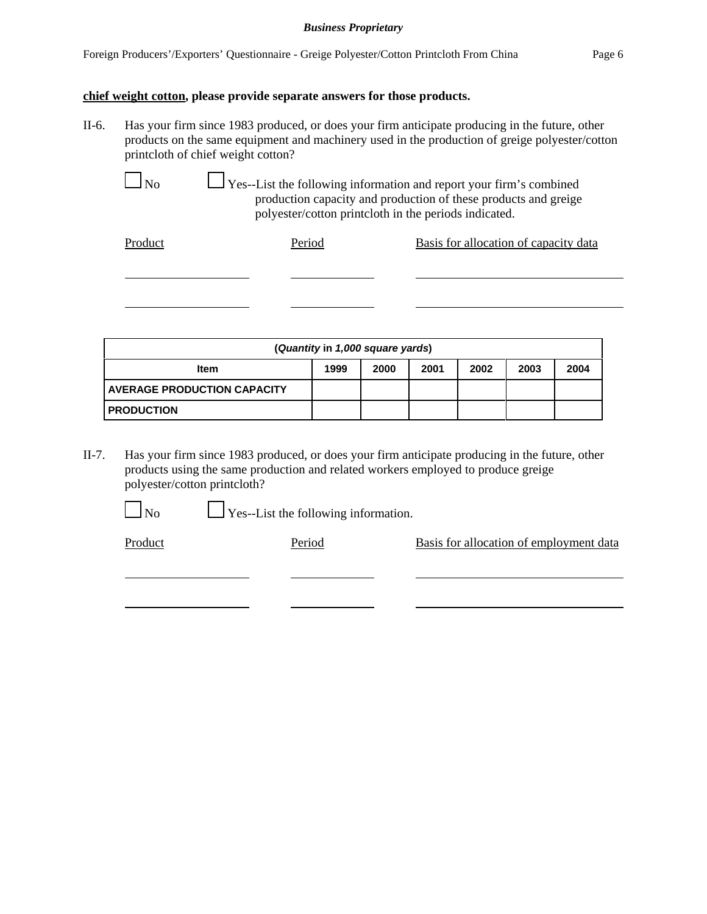**<u>chief weight cotton</u>, please provide separate answers for those products.**

II-6. Has your firm since 1983 produced, or does your firm anticipate producing in the future, other products on the same equipment and machinery used in the production of greige polyester/cotton printcloth of chief weight cotton?

☐ No ☐ Yes--List the following information and report your firm's combined production capacity and production of these products and greige polyester/cotton printcloth in the periods indicated.

| Product | Period | Basis for allocation of capacity data |
|---|---|---|
| | | |
| | | |

| (*Quantity* in *1,000 square yards*) | | | | | | |
|---|---|---|---|---|---|---|
| **Item** | **1999** | **2000** | **2001** | **2002** | **2003** | **2004** |
| **AVERAGE PRODUCTION CAPACITY** | | | | | | |
| **PRODUCTION** | | | | | | |

II-7. Has your firm since 1983 produced, or does your firm anticipate producing in the future, other products using the same production and related workers employed to produce greige polyester/cotton printcloth?

☐ No ☐ Yes--List the following information.

| Product | Period | Basis for allocation of employment data |
|---|---|---|
| | | |
| | | |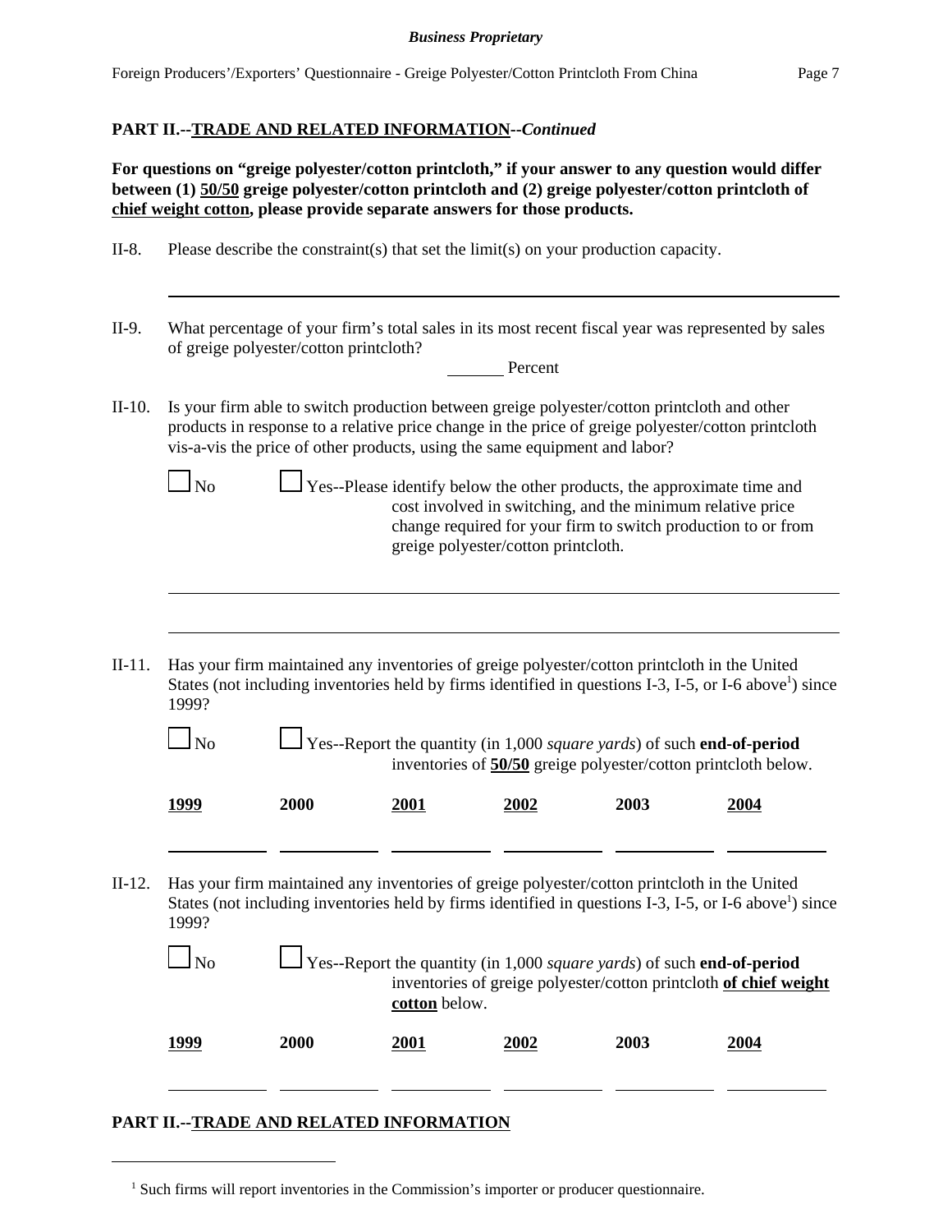## PART II.--TRADE AND RELATED INFORMATION--*Continued*

**For questions on "greige polyester/cotton printcloth," if your answer to any question would differ between (1) 50/50 greige polyester/cotton printcloth and (2) greige polyester/cotton printcloth of chief weight cotton, please provide separate answers for those products.**

II-8. Please describe the constraint(s) that set the limit(s) on your production capacity.

___________________________________________________________________________

II-9. What percentage of your firm's total sales in its most recent fiscal year was represented by sales of greige polyester/cotton printcloth?

_______ Percent

II-10. Is your firm able to switch production between greige polyester/cotton printcloth and other products in response to a relative price change in the price of greige polyester/cotton printcloth vis-a-vis the price of other products, using the same equipment and labor?

☐ No ☐ Yes--Please identify below the other products, the approximate time and cost involved in switching, and the minimum relative price change required for your firm to switch production to or from greige polyester/cotton printcloth.

___________________________________________________________________________

___________________________________________________________________________

II-11. Has your firm maintained any inventories of greige polyester/cotton printcloth in the United States (not including inventories held by firms identified in questions I-3, I-5, or I-6 above[1]) since 1999?

☐ No ☐ Yes--Report the quantity (in 1,000 *square yards*) of such **end-of-period** inventories of **50/50** greige polyester/cotton printcloth below.

| 1999 | 2000 | 2001 | 2002 | 2003 | 2004 |
|---|---|---|---|---|---|
| | | | | | |

II-12. Has your firm maintained any inventories of greige polyester/cotton printcloth in the United States (not including inventories held by firms identified in questions I-3, I-5, or I-6 above[1]) since 1999?

☐ No ☐ Yes--Report the quantity (in 1,000 *square yards*) of such **end-of-period** inventories of greige polyester/cotton printcloth **of chief weight cotton** below.

| 1999 | 2000 | 2001 | 2002 | 2003 | 2004 |
|---|---|---|---|---|---|
| | | | | | |

## PART II.--TRADE AND RELATED INFORMATION

[1] Such firms will report inventories in the Commission's importer or producer questionnaire.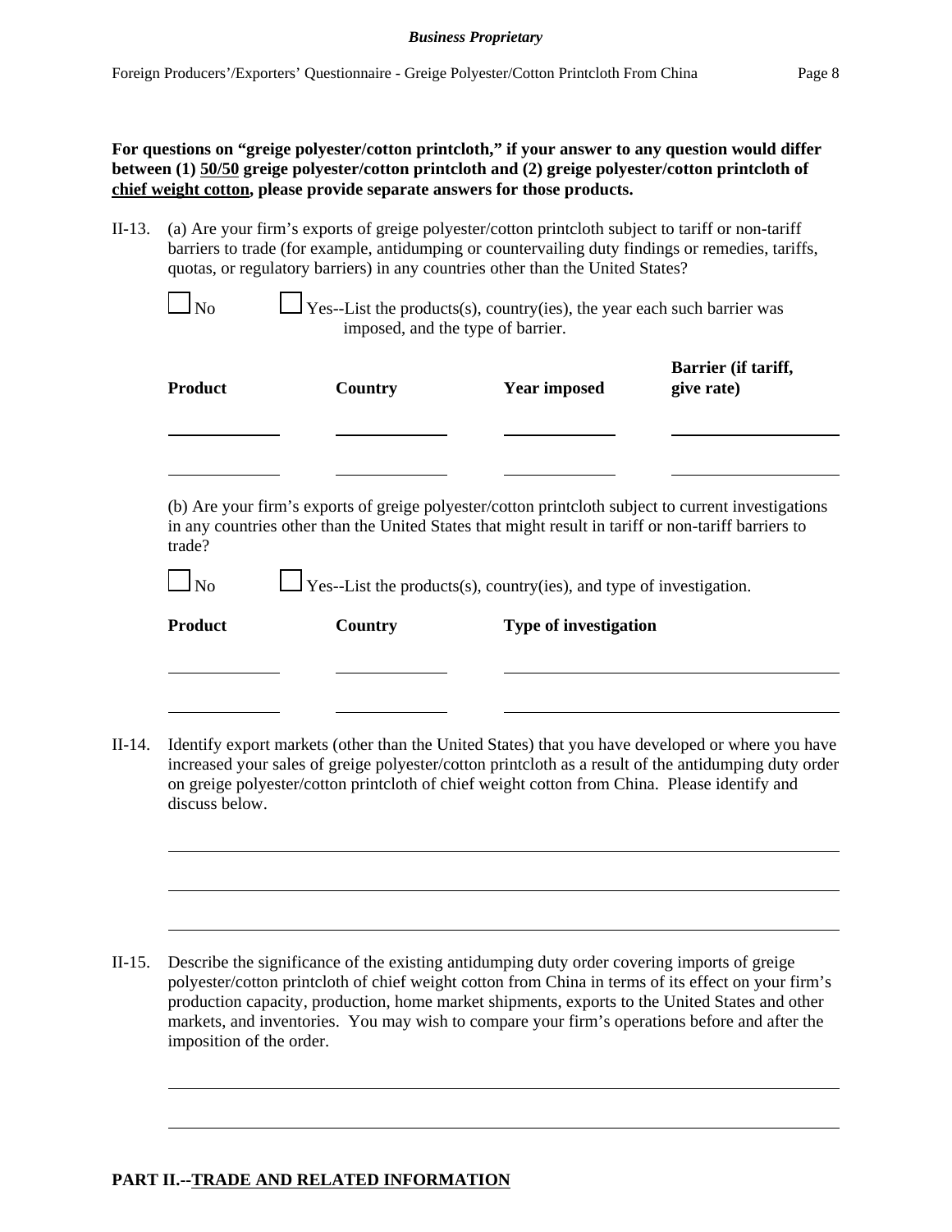**For questions on "greige polyester/cotton printcloth," if your answer to any question would differ between (1) <u>50/50</u> greige polyester/cotton printcloth and (2) greige polyester/cotton printcloth of <u>chief weight cotton</u>, please provide separate answers for those products.**

II-13. (a) Are your firm's exports of greige polyester/cotton printcloth subject to tariff or non-tariff barriers to trade (for example, antidumping or countervailing duty findings or remedies, tariffs, quotas, or regulatory barriers) in any countries other than the United States?

☐ No ☐ Yes--List the products(s), country(ies), the year each such barrier was imposed, and the type of barrier.

| Product | Country | Year imposed | Barrier (if tariff, give rate) |
|---|---|---|---|
| | | | |
| | | | |

(b) Are your firm's exports of greige polyester/cotton printcloth subject to current investigations in any countries other than the United States that might result in tariff or non-tariff barriers to trade?

☐ No ☐ Yes--List the products(s), country(ies), and type of investigation.

| Product | Country | Type of investigation |
|---|---|---|
| | | |
| | | |

II-14. Identify export markets (other than the United States) that you have developed or where you have increased your sales of greige polyester/cotton printcloth as a result of the antidumping duty order on greige polyester/cotton printcloth of chief weight cotton from China. Please identify and discuss below.

______________________________________________________________________

______________________________________________________________________

______________________________________________________________________

II-15. Describe the significance of the existing antidumping duty order covering imports of greige polyester/cotton printcloth of chief weight cotton from China in terms of its effect on your firm's production capacity, production, home market shipments, exports to the United States and other markets, and inventories. You may wish to compare your firm's operations before and after the imposition of the order.

______________________________________________________________________

______________________________________________________________________

**PART II.--<u>TRADE AND RELATED INFORMATION</u>**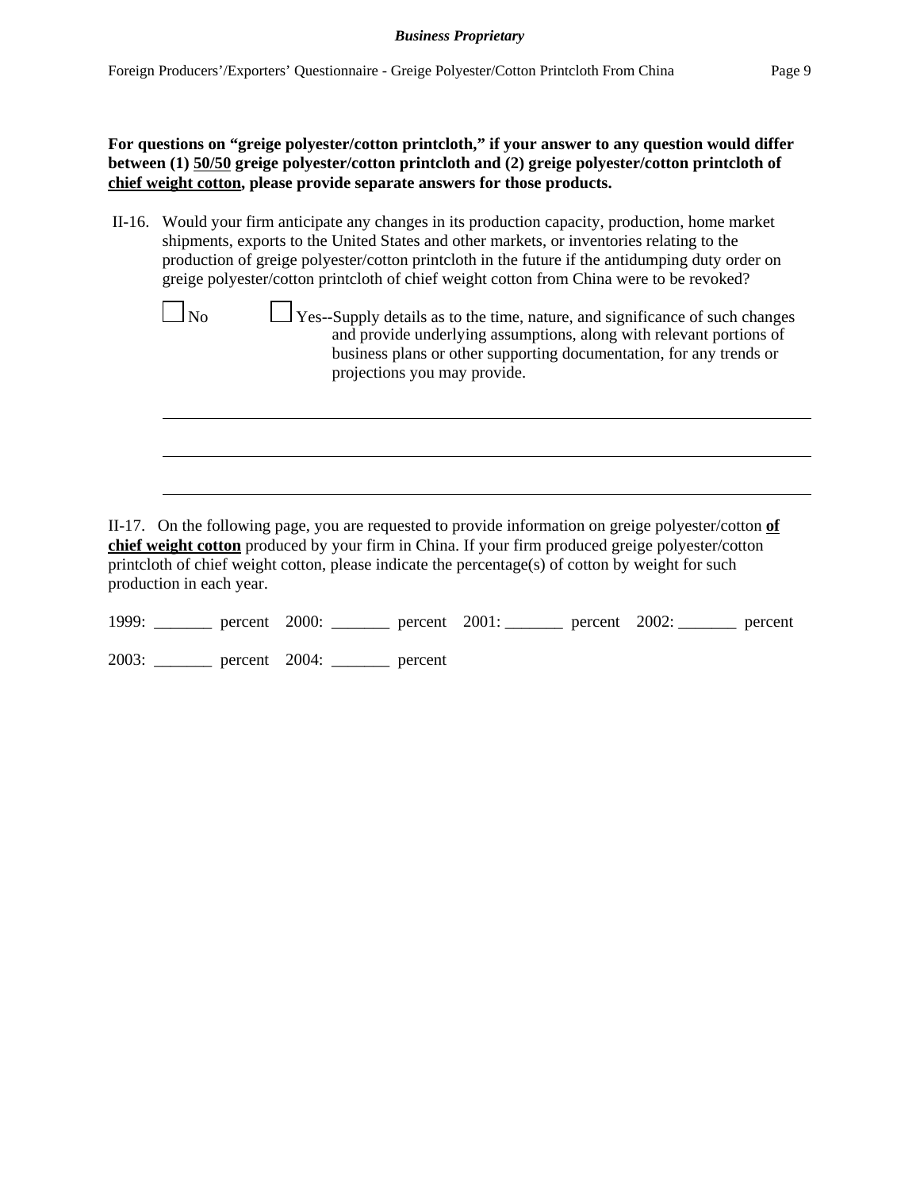**For questions on "greige polyester/cotton printcloth," if your answer to any question would differ between (1) 50/50 greige polyester/cotton printcloth and (2) greige polyester/cotton printcloth of chief weight cotton, please provide separate answers for those products.**

II-16. Would your firm anticipate any changes in its production capacity, production, home market shipments, exports to the United States and other markets, or inventories relating to the production of greige polyester/cotton printcloth in the future if the antidumping duty order on greige polyester/cotton printcloth of chief weight cotton from China were to be revoked?

☐ No ☐ Yes--Supply details as to the time, nature, and significance of such changes and provide underlying assumptions, along with relevant portions of business plans or other supporting documentation, for any trends or projections you may provide.

______________________________________________________________________

______________________________________________________________________

______________________________________________________________________

II-17. On the following page, you are requested to provide information on greige polyester/cotton **of chief weight cotton** produced by your firm in China. If your firm produced greige polyester/cotton printcloth of chief weight cotton, please indicate the percentage(s) of cotton by weight for such production in each year.

1999: _______ percent 2000: _______ percent 2001: _______ percent 2002: _______ percent

2003: _______ percent 2004: _______ percent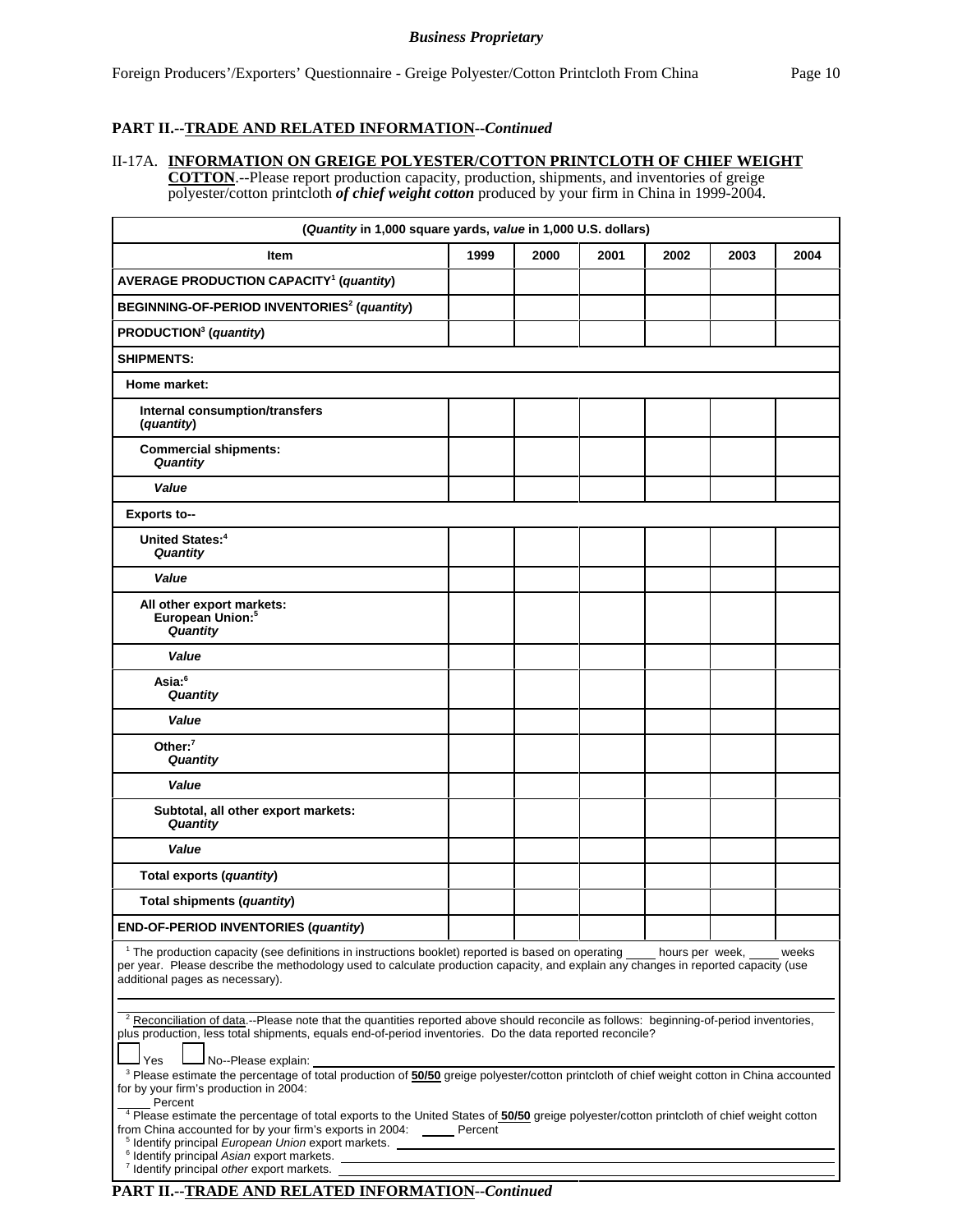**Business Proprietary**

## PART II.--TRADE AND RELATED INFORMATION--*Continued*

II-17A. **INFORMATION ON GREIGE POLYESTER/COTTON PRINTCLOTH OF CHIEF WEIGHT COTTON**.--Please report production capacity, production, shipments, and inventories of greige polyester/cotton printcloth ***of chief weight cotton*** produced by your firm in China in 1999-2004.

| (*Quantity* in 1,000 square yards, *value* in 1,000 U.S. dollars) | | | | | | |
|---|---|---|---|---|---|---|
| **Item** | **1999** | **2000** | **2001** | **2002** | **2003** | **2004** |
| **AVERAGE PRODUCTION CAPACITY[1] (*quantity*)** | | | | | | |
| **BEGINNING-OF-PERIOD INVENTORIES[2] (*quantity*)** | | | | | | |
| **PRODUCTION[3] (*quantity*)** | | | | | | |
| **SHIPMENTS:** | | | | | | |
| **Home market:** | | | | | | |
| **Internal consumption/transfers (*quantity*)** | | | | | | |
| **Commercial shipments: *Quantity*** | | | | | | |
| ***Value*** | | | | | | |
| **Exports to--** | | | | | | |
| **United States:[4] *Quantity*** | | | | | | |
| ***Value*** | | | | | | |
| **All other export markets: European Union:[5] *Quantity*** | | | | | | |
| ***Value*** | | | | | | |
| **Asia:[6] *Quantity*** | | | | | | |
| ***Value*** | | | | | | |
| **Other:[7] *Quantity*** | | | | | | |
| ***Value*** | | | | | | |
| **Subtotal, all other export markets: *Quantity*** | | | | | | |
| ***Value*** | | | | | | |
| **Total exports (*quantity*)** | | | | | | |
| **Total shipments (*quantity*)** | | | | | | |
| **END-OF-PERIOD INVENTORIES (*quantity*)** | | | | | | |

[1] The production capacity (see definitions in instructions booklet) reported is based on operating _____ hours per week, _____ weeks per year. Please describe the methodology used to calculate production capacity, and explain any changes in reported capacity (use additional pages as necessary).

________________________________________________________________________________

[2] Reconciliation of data.--Please note that the quantities reported above should reconcile as follows: beginning-of-period inventories, plus production, less total shipments, equals end-of-period inventories. Do the data reported reconcile?

☐ Yes ☐ No--Please explain: ______________________________________________

[3] Please estimate the percentage of total production of **50/50** greige polyester/cotton printcloth of chief weight cotton in China accounted for by your firm's production in 2004:
_____ Percent

[4] Please estimate the percentage of total exports to the United States of **50/50** greige polyester/cotton printcloth of chief weight cotton from China accounted for by your firm's exports in 2004: _____ Percent

[5] Identify principal *European Union* export markets. ______________________________

[6] Identify principal *Asian* export markets. ______________________________

[7] Identify principal *other* export markets. ______________________________

## PART II.--TRADE AND RELATED INFORMATION--*Continued*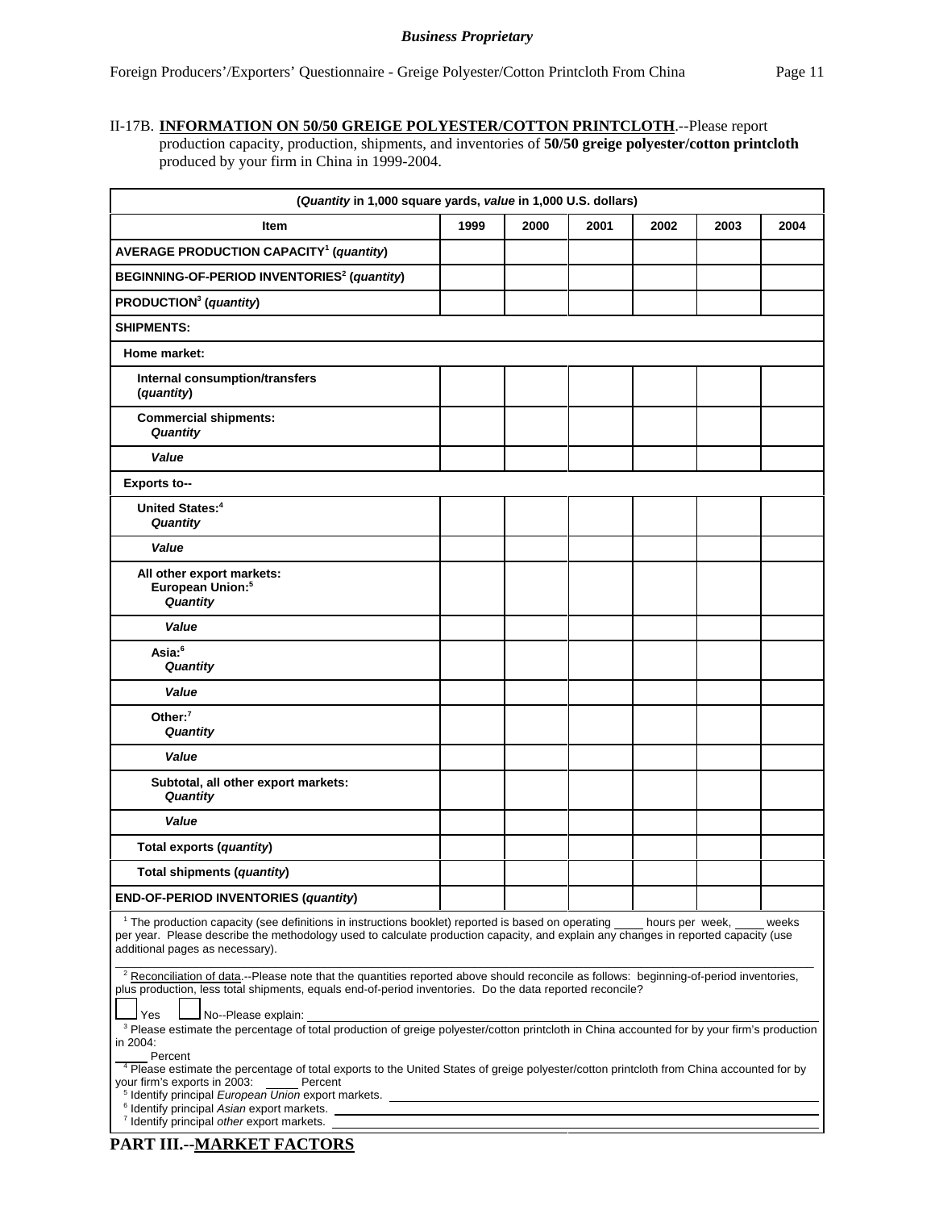*Business Proprietary*

II-17B. **INFORMATION ON 50/50 GREIGE POLYESTER/COTTON PRINTCLOTH**.--Please report production capacity, production, shipments, and inventories of **50/50 greige polyester/cotton printcloth** produced by your firm in China in 1999-2004.

| (*Quantity* in 1,000 square yards, *value* in 1,000 U.S. dollars) | | | | | | |
|---|---|---|---|---|---|---|
| **Item** | **1999** | **2000** | **2001** | **2002** | **2003** | **2004** |
| **AVERAGE PRODUCTION CAPACITY[1] (*quantity*)** | | | | | | |
| **BEGINNING-OF-PERIOD INVENTORIES[2] (*quantity*)** | | | | | | |
| **PRODUCTION[3] (*quantity*)** | | | | | | |
| **SHIPMENTS:** | | | | | | |
| **Home market:** | | | | | | |
| **Internal consumption/transfers (*quantity*)** | | | | | | |
| **Commercial shipments: *Quantity*** | | | | | | |
| ***Value*** | | | | | | |
| **Exports to--** | | | | | | |
| **United States:[4] *Quantity*** | | | | | | |
| ***Value*** | | | | | | |
| **All other export markets: European Union:[5] *Quantity*** | | | | | | |
| ***Value*** | | | | | | |
| **Asia:[6] *Quantity*** | | | | | | |
| ***Value*** | | | | | | |
| **Other:[7] *Quantity*** | | | | | | |
| ***Value*** | | | | | | |
| **Subtotal, all other export markets: *Quantity*** | | | | | | |
| ***Value*** | | | | | | |
| **Total exports (*quantity*)** | | | | | | |
| **Total shipments (*quantity*)** | | | | | | |
| **END-OF-PERIOD INVENTORIES (*quantity*)** | | | | | | |

[1] The production capacity (see definitions in instructions booklet) reported is based on operating ____ hours per week, ____ weeks per year. Please describe the methodology used to calculate production capacity, and explain any changes in reported capacity (use additional pages as necessary).

[2] Reconciliation of data.--Please note that the quantities reported above should reconcile as follows: beginning-of-period inventories, plus production, less total shipments, equals end-of-period inventories. Do the data reported reconcile?

☐ Yes ☐ No--Please explain: ____________________

[3] Please estimate the percentage of total production of greige polyester/cotton printcloth in China accounted for by your firm's production in 2004:
_____ Percent

[4] Please estimate the percentage of total exports to the United States of greige polyester/cotton printcloth from China accounted for by your firm's exports in 2003: _____ Percent

[5] Identify principal *European Union* export markets. ____________________

[6] Identify principal *Asian* export markets. ____________________

[7] Identify principal *other* export markets. ____________________

## PART III.--MARKET FACTORS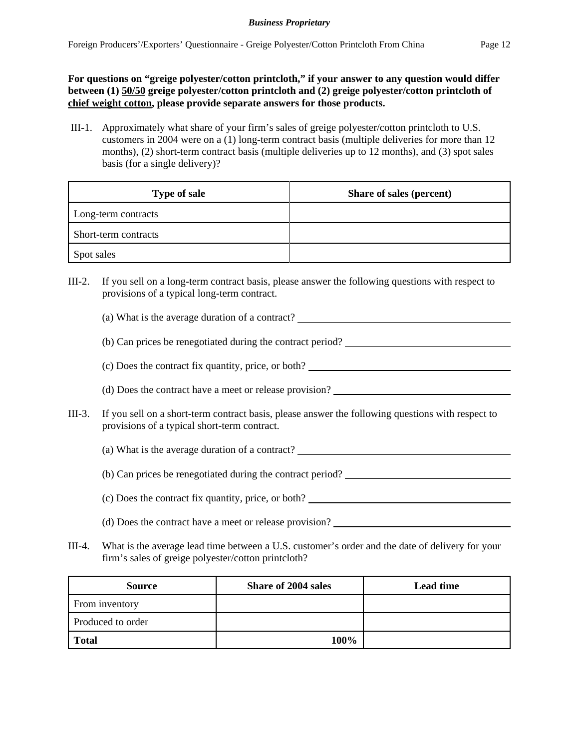**For questions on "greige polyester/cotton printcloth," if your answer to any question would differ between (1) <u>50/50</u> greige polyester/cotton printcloth and (2) greige polyester/cotton printcloth of <u>chief weight cotton</u>, please provide separate answers for those products.**

III-1. Approximately what share of your firm's sales of greige polyester/cotton printcloth to U.S. customers in 2004 were on a (1) long-term contract basis (multiple deliveries for more than 12 months), (2) short-term contract basis (multiple deliveries up to 12 months), and (3) spot sales basis (for a single delivery)?

| Type of sale | Share of sales (percent) |
|---|---|
| Long-term contracts | |
| Short-term contracts | |
| Spot sales | |

III-2. If you sell on a long-term contract basis, please answer the following questions with respect to provisions of a typical long-term contract.

(a) What is the average duration of a contract? ____________________

(b) Can prices be renegotiated during the contract period? ____________________

(c) Does the contract fix quantity, price, or both? ____________________

(d) Does the contract have a meet or release provision? ____________________

III-3. If you sell on a short-term contract basis, please answer the following questions with respect to provisions of a typical short-term contract.

(a) What is the average duration of a contract? ____________________

(b) Can prices be renegotiated during the contract period? ____________________

(c) Does the contract fix quantity, price, or both? ____________________

(d) Does the contract have a meet or release provision? ____________________

III-4. What is the average lead time between a U.S. customer's order and the date of delivery for your firm's sales of greige polyester/cotton printcloth?

| Source | Share of 2004 sales | Lead time |
|---|---|---|
| From inventory | | |
| Produced to order | | |
| **Total** | **100%** | |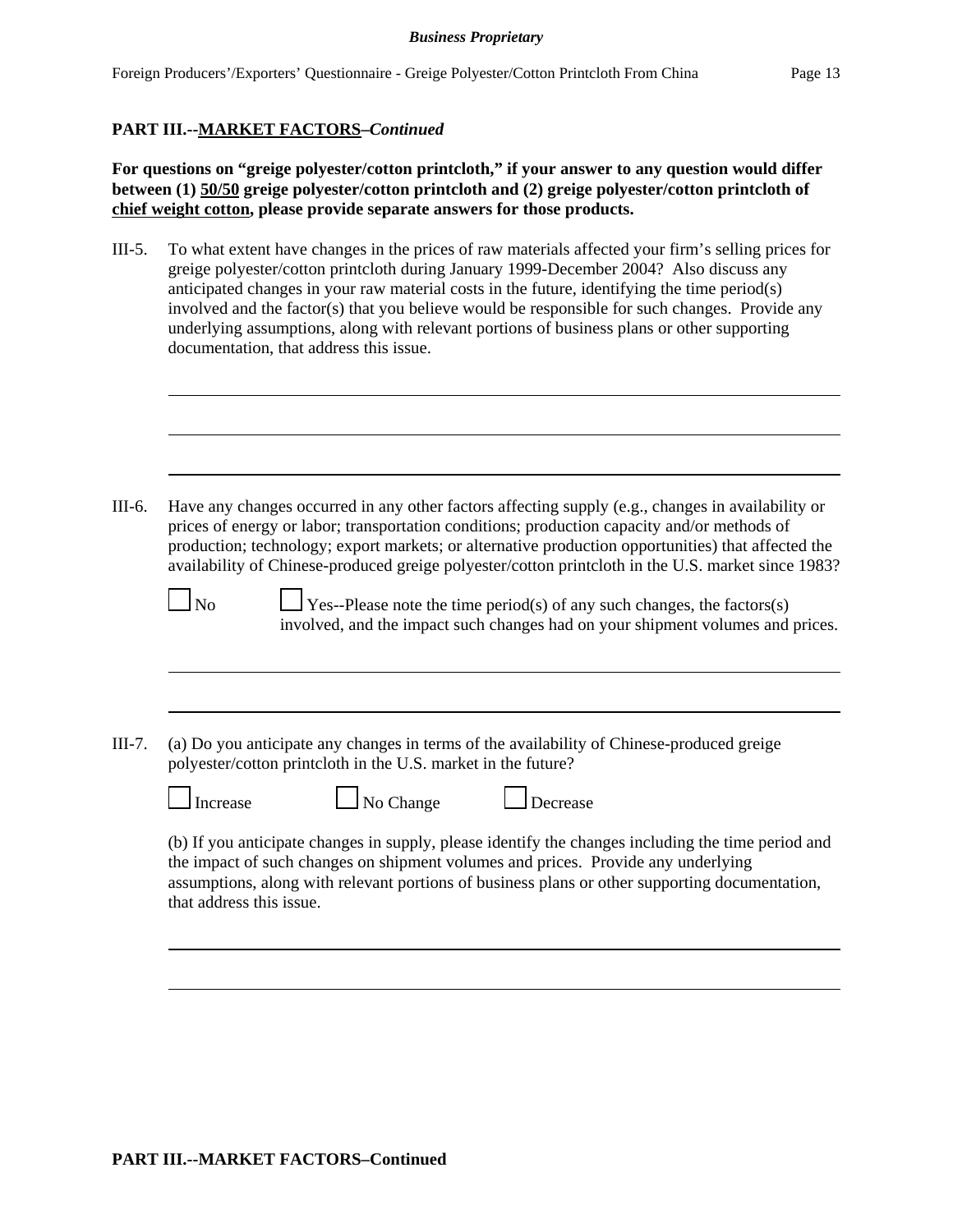**PART III.--MARKET FACTORS–*Continued***

**For questions on “greige polyester/cotton printcloth,” if your answer to any question would differ between (1) 50/50 greige polyester/cotton printcloth and (2) greige polyester/cotton printcloth of chief weight cotton, please provide separate answers for those products.**

III-5. To what extent have changes in the prices of raw materials affected your firm’s selling prices for greige polyester/cotton printcloth during January 1999-December 2004? Also discuss any anticipated changes in your raw material costs in the future, identifying the time period(s) involved and the factor(s) that you believe would be responsible for such changes. Provide any underlying assumptions, along with relevant portions of business plans or other supporting documentation, that address this issue.

\_\_\_\_\_\_\_\_\_\_\_\_\_\_\_\_\_\_\_\_\_\_\_\_\_\_\_\_\_\_\_\_\_\_\_\_\_\_\_\_\_\_\_\_\_\_\_\_\_\_\_\_\_\_\_\_\_\_\_\_\_\_\_\_\_\_\_\_\_\_\_\_\_\_\_\_

\_\_\_\_\_\_\_\_\_\_\_\_\_\_\_\_\_\_\_\_\_\_\_\_\_\_\_\_\_\_\_\_\_\_\_\_\_\_\_\_\_\_\_\_\_\_\_\_\_\_\_\_\_\_\_\_\_\_\_\_\_\_\_\_\_\_\_\_\_\_\_\_\_\_\_\_

\_\_\_\_\_\_\_\_\_\_\_\_\_\_\_\_\_\_\_\_\_\_\_\_\_\_\_\_\_\_\_\_\_\_\_\_\_\_\_\_\_\_\_\_\_\_\_\_\_\_\_\_\_\_\_\_\_\_\_\_\_\_\_\_\_\_\_\_\_\_\_\_\_\_\_\_

III-6. Have any changes occurred in any other factors affecting supply (e.g., changes in availability or prices of energy or labor; transportation conditions; production capacity and/or methods of production; technology; export markets; or alternative production opportunities) that affected the availability of Chinese-produced greige polyester/cotton printcloth in the U.S. market since 1983?

☐ No ☐ Yes--Please note the time period(s) of any such changes, the factors(s) involved, and the impact such changes had on your shipment volumes and prices.

\_\_\_\_\_\_\_\_\_\_\_\_\_\_\_\_\_\_\_\_\_\_\_\_\_\_\_\_\_\_\_\_\_\_\_\_\_\_\_\_\_\_\_\_\_\_\_\_\_\_\_\_\_\_\_\_\_\_\_\_\_\_\_\_\_\_\_\_\_\_\_\_\_\_\_\_

\_\_\_\_\_\_\_\_\_\_\_\_\_\_\_\_\_\_\_\_\_\_\_\_\_\_\_\_\_\_\_\_\_\_\_\_\_\_\_\_\_\_\_\_\_\_\_\_\_\_\_\_\_\_\_\_\_\_\_\_\_\_\_\_\_\_\_\_\_\_\_\_\_\_\_\_

III-7. (a) Do you anticipate any changes in terms of the availability of Chinese-produced greige polyester/cotton printcloth in the U.S. market in the future?

☐ Increase ☐ No Change ☐ Decrease

(b) If you anticipate changes in supply, please identify the changes including the time period and the impact of such changes on shipment volumes and prices. Provide any underlying assumptions, along with relevant portions of business plans or other supporting documentation, that address this issue.

\_\_\_\_\_\_\_\_\_\_\_\_\_\_\_\_\_\_\_\_\_\_\_\_\_\_\_\_\_\_\_\_\_\_\_\_\_\_\_\_\_\_\_\_\_\_\_\_\_\_\_\_\_\_\_\_\_\_\_\_\_\_\_\_\_\_\_\_\_\_\_\_\_\_\_\_

\_\_\_\_\_\_\_\_\_\_\_\_\_\_\_\_\_\_\_\_\_\_\_\_\_\_\_\_\_\_\_\_\_\_\_\_\_\_\_\_\_\_\_\_\_\_\_\_\_\_\_\_\_\_\_\_\_\_\_\_\_\_\_\_\_\_\_\_\_\_\_\_\_\_\_\_

**PART III.--MARKET FACTORS–Continued**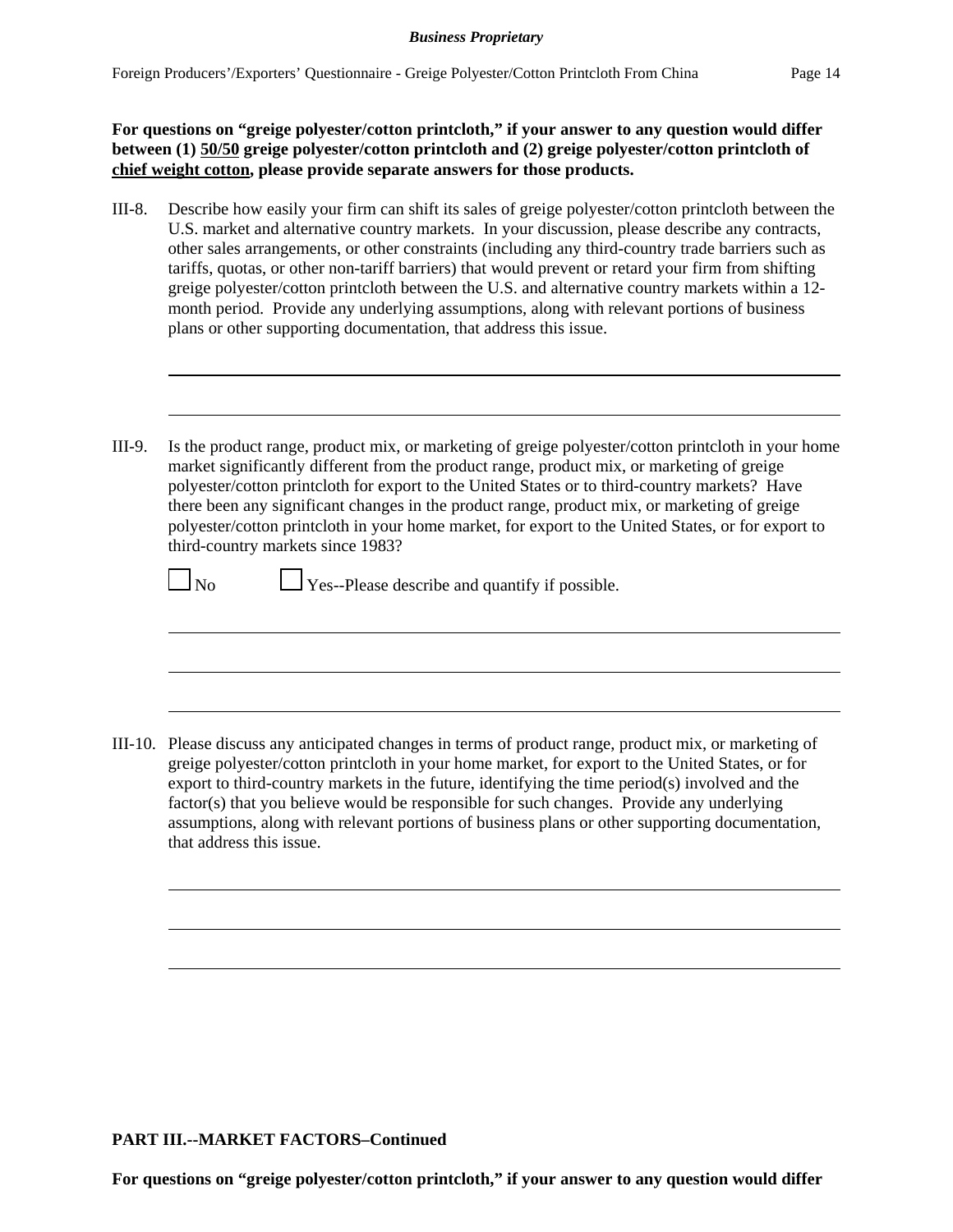**For questions on “greige polyester/cotton printcloth,” if your answer to any question would differ between (1) 50/50 greige polyester/cotton printcloth and (2) greige polyester/cotton printcloth of chief weight cotton, please provide separate answers for those products.**

III-8. Describe how easily your firm can shift its sales of greige polyester/cotton printcloth between the U.S. market and alternative country markets. In your discussion, please describe any contracts, other sales arrangements, or other constraints (including any third-country trade barriers such as tariffs, quotas, or other non-tariff barriers) that would prevent or retard your firm from shifting greige polyester/cotton printcloth between the U.S. and alternative country markets within a 12-month period. Provide any underlying assumptions, along with relevant portions of business plans or other supporting documentation, that address this issue.

III-9. Is the product range, product mix, or marketing of greige polyester/cotton printcloth in your home market significantly different from the product range, product mix, or marketing of greige polyester/cotton printcloth for export to the United States or to third-country markets? Have there been any significant changes in the product range, product mix, or marketing of greige polyester/cotton printcloth in your home market, for export to the United States, or for export to third-country markets since 1983?

☐ No ☐ Yes--Please describe and quantify if possible.

III-10. Please discuss any anticipated changes in terms of product range, product mix, or marketing of greige polyester/cotton printcloth in your home market, for export to the United States, or for export to third-country markets in the future, identifying the time period(s) involved and the factor(s) that you believe would be responsible for such changes. Provide any underlying assumptions, along with relevant portions of business plans or other supporting documentation, that address this issue.

**PART III.--MARKET FACTORS–Continued**

**For questions on “greige polyester/cotton printcloth,” if your answer to any question would differ**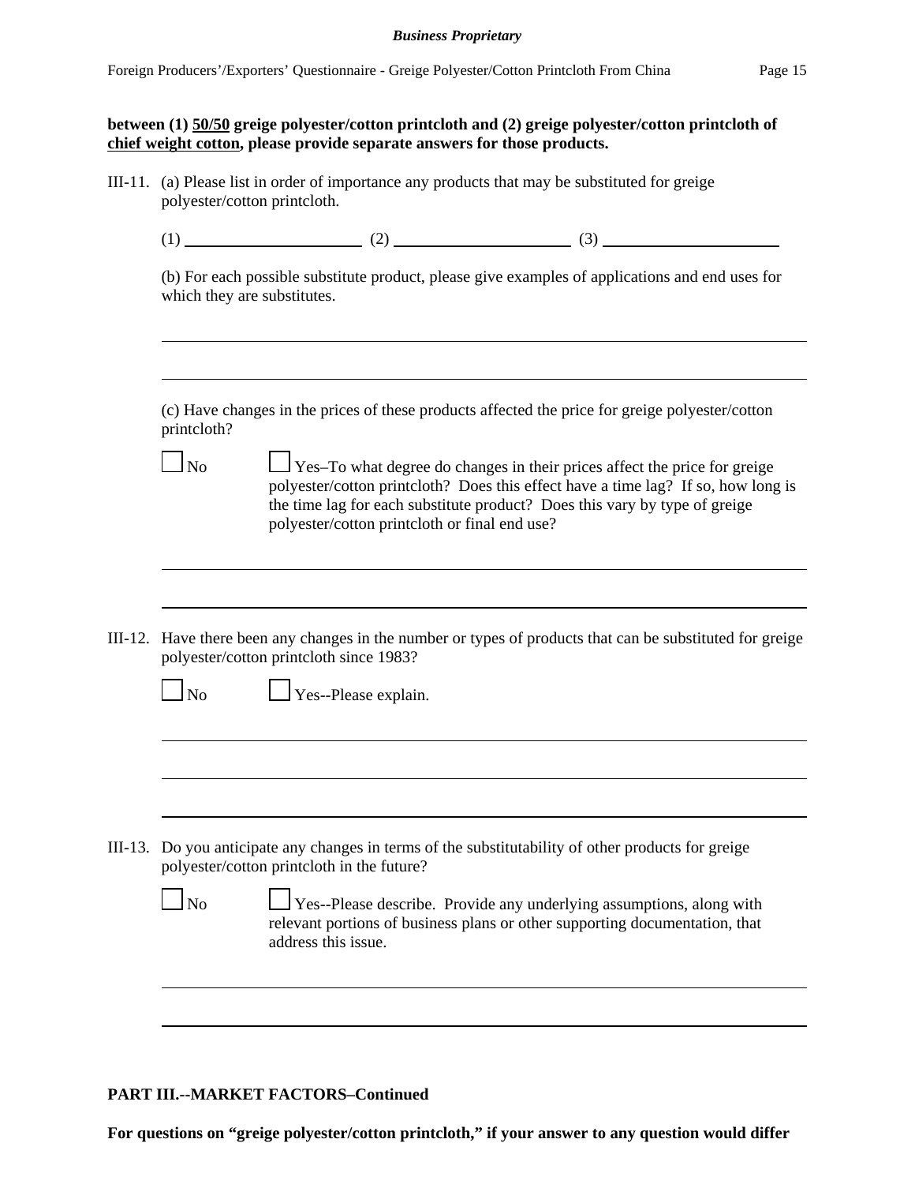**between (1) <u>50/50</u> greige polyester/cotton printcloth and (2) greige polyester/cotton printcloth of <u>chief weight cotton</u>, please provide separate answers for those products.**

III-11. (a) Please list in order of importance any products that may be substituted for greige polyester/cotton printcloth.

(1) ____________________ (2) ____________________ (3) ____________________

(b) For each possible substitute product, please give examples of applications and end uses for which they are substitutes.

______________________________________________________________________

______________________________________________________________________

(c) Have changes in the prices of these products affected the price for greige polyester/cotton printcloth?

☐ No ☐ Yes–To what degree do changes in their prices affect the price for greige polyester/cotton printcloth? Does this effect have a time lag? If so, how long is the time lag for each substitute product? Does this vary by type of greige polyester/cotton printcloth or final end use?

______________________________________________________________________

______________________________________________________________________

III-12. Have there been any changes in the number or types of products that can be substituted for greige polyester/cotton printcloth since 1983?

☐ No ☐ Yes--Please explain.

______________________________________________________________________

______________________________________________________________________

______________________________________________________________________

III-13. Do you anticipate any changes in terms of the substitutability of other products for greige polyester/cotton printcloth in the future?

☐ No ☐ Yes--Please describe. Provide any underlying assumptions, along with relevant portions of business plans or other supporting documentation, that address this issue.

______________________________________________________________________

______________________________________________________________________

**PART III.--MARKET FACTORS–Continued**

**For questions on “greige polyester/cotton printcloth,” if your answer to any question would differ**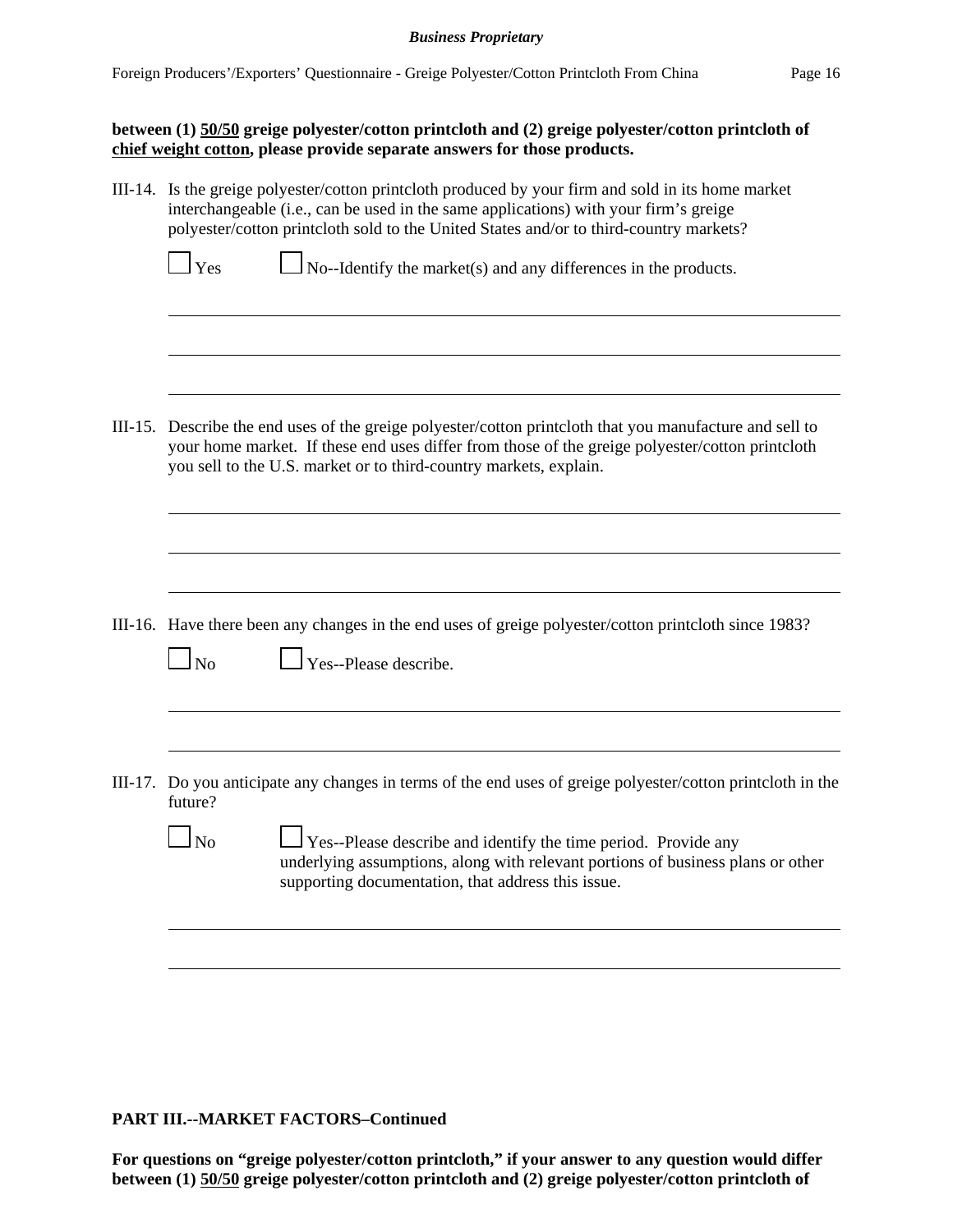**between (1) <u>50/50</u> greige polyester/cotton printcloth and (2) greige polyester/cotton printcloth of <u>chief weight cotton</u>, please provide separate answers for those products.**

III-14. Is the greige polyester/cotton printcloth produced by your firm and sold in its home market interchangeable (i.e., can be used in the same applications) with your firm's greige polyester/cotton printcloth sold to the United States and/or to third-country markets?

☐ Yes ☐ No--Identify the market(s) and any differences in the products.

______________________________________________________________________

______________________________________________________________________

______________________________________________________________________

III-15. Describe the end uses of the greige polyester/cotton printcloth that you manufacture and sell to your home market. If these end uses differ from those of the greige polyester/cotton printcloth you sell to the U.S. market or to third-country markets, explain.

______________________________________________________________________

______________________________________________________________________

______________________________________________________________________

III-16. Have there been any changes in the end uses of greige polyester/cotton printcloth since 1983?

☐ No ☐ Yes--Please describe.

______________________________________________________________________

______________________________________________________________________

III-17. Do you anticipate any changes in terms of the end uses of greige polyester/cotton printcloth in the future?

☐ No ☐ Yes--Please describe and identify the time period. Provide any underlying assumptions, along with relevant portions of business plans or other supporting documentation, that address this issue.

______________________________________________________________________

______________________________________________________________________

**PART III.--MARKET FACTORS–Continued**

**For questions on "greige polyester/cotton printcloth," if your answer to any question would differ between (1) <u>50/50</u> greige polyester/cotton printcloth and (2) greige polyester/cotton printcloth of**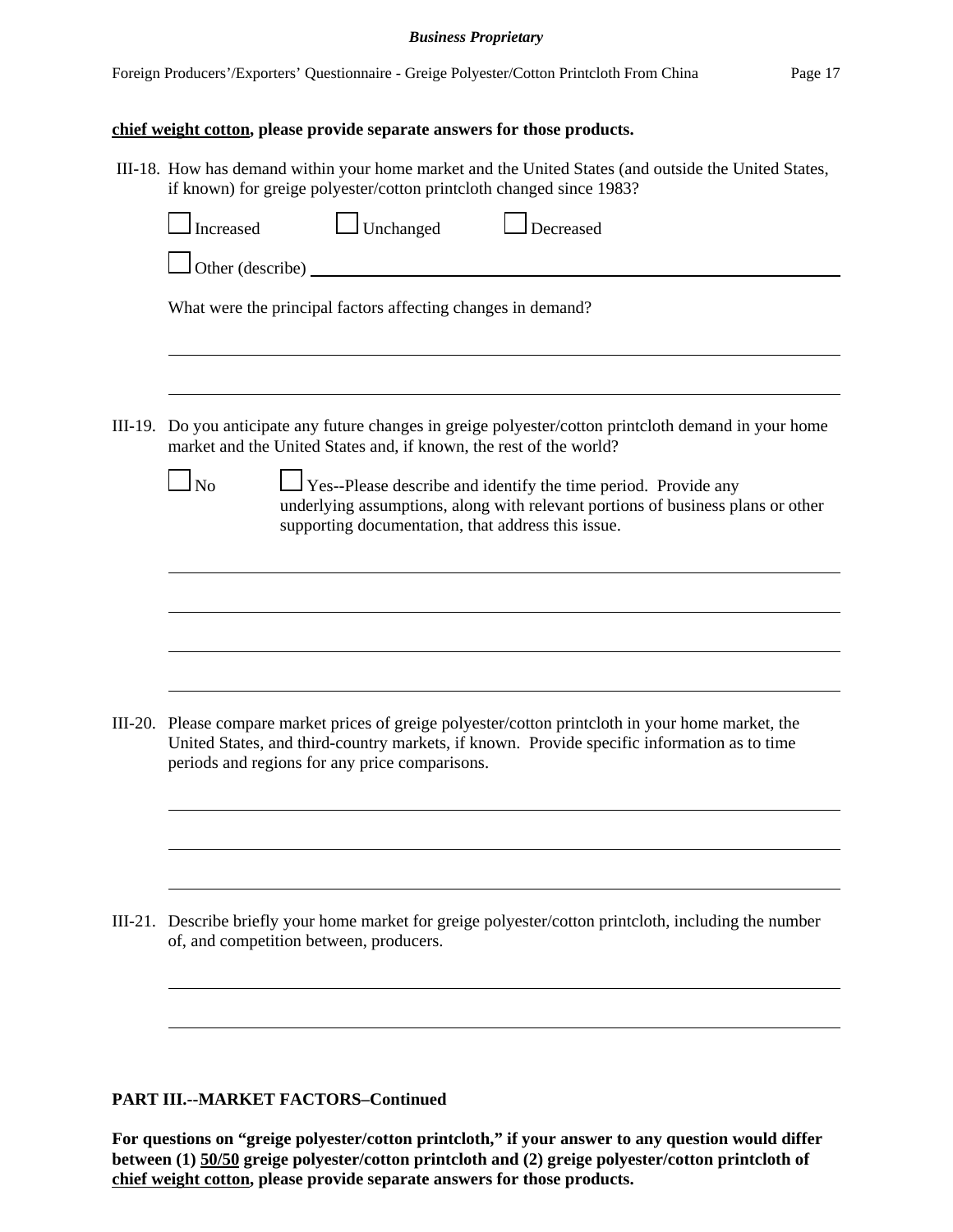**chief weight cotton, please provide separate answers for those products.**

III-18. How has demand within your home market and the United States (and outside the United States, if known) for greige polyester/cotton printcloth changed since 1983?

☐ Increased ☐ Unchanged ☐ Decreased

☐ Other (describe) \_\_\_\_\_\_\_\_\_\_\_\_\_\_\_\_\_\_\_\_\_\_\_\_\_\_\_\_\_\_\_\_\_\_\_\_\_\_\_\_

What were the principal factors affecting changes in demand?

\_\_\_\_\_\_\_\_\_\_\_\_\_\_\_\_\_\_\_\_\_\_\_\_\_\_\_\_\_\_\_\_\_\_\_\_\_\_\_\_\_\_\_\_\_\_\_\_\_\_\_\_\_\_

\_\_\_\_\_\_\_\_\_\_\_\_\_\_\_\_\_\_\_\_\_\_\_\_\_\_\_\_\_\_\_\_\_\_\_\_\_\_\_\_\_\_\_\_\_\_\_\_\_\_\_\_\_\_

III-19. Do you anticipate any future changes in greige polyester/cotton printcloth demand in your home market and the United States and, if known, the rest of the world?

☐ No ☐ Yes--Please describe and identify the time period. Provide any underlying assumptions, along with relevant portions of business plans or other supporting documentation, that address this issue.

\_\_\_\_\_\_\_\_\_\_\_\_\_\_\_\_\_\_\_\_\_\_\_\_\_\_\_\_\_\_\_\_\_\_\_\_\_\_\_\_\_\_\_\_\_\_\_\_\_\_\_\_\_\_

\_\_\_\_\_\_\_\_\_\_\_\_\_\_\_\_\_\_\_\_\_\_\_\_\_\_\_\_\_\_\_\_\_\_\_\_\_\_\_\_\_\_\_\_\_\_\_\_\_\_\_\_\_\_

\_\_\_\_\_\_\_\_\_\_\_\_\_\_\_\_\_\_\_\_\_\_\_\_\_\_\_\_\_\_\_\_\_\_\_\_\_\_\_\_\_\_\_\_\_\_\_\_\_\_\_\_\_\_

\_\_\_\_\_\_\_\_\_\_\_\_\_\_\_\_\_\_\_\_\_\_\_\_\_\_\_\_\_\_\_\_\_\_\_\_\_\_\_\_\_\_\_\_\_\_\_\_\_\_\_\_\_\_

III-20. Please compare market prices of greige polyester/cotton printcloth in your home market, the United States, and third-country markets, if known. Provide specific information as to time periods and regions for any price comparisons.

\_\_\_\_\_\_\_\_\_\_\_\_\_\_\_\_\_\_\_\_\_\_\_\_\_\_\_\_\_\_\_\_\_\_\_\_\_\_\_\_\_\_\_\_\_\_\_\_\_\_\_\_\_\_

\_\_\_\_\_\_\_\_\_\_\_\_\_\_\_\_\_\_\_\_\_\_\_\_\_\_\_\_\_\_\_\_\_\_\_\_\_\_\_\_\_\_\_\_\_\_\_\_\_\_\_\_\_\_

\_\_\_\_\_\_\_\_\_\_\_\_\_\_\_\_\_\_\_\_\_\_\_\_\_\_\_\_\_\_\_\_\_\_\_\_\_\_\_\_\_\_\_\_\_\_\_\_\_\_\_\_\_\_

III-21. Describe briefly your home market for greige polyester/cotton printcloth, including the number of, and competition between, producers.

\_\_\_\_\_\_\_\_\_\_\_\_\_\_\_\_\_\_\_\_\_\_\_\_\_\_\_\_\_\_\_\_\_\_\_\_\_\_\_\_\_\_\_\_\_\_\_\_\_\_\_\_\_\_

\_\_\_\_\_\_\_\_\_\_\_\_\_\_\_\_\_\_\_\_\_\_\_\_\_\_\_\_\_\_\_\_\_\_\_\_\_\_\_\_\_\_\_\_\_\_\_\_\_\_\_\_\_\_

## PART III.--MARKET FACTORS–Continued

**For questions on "greige polyester/cotton printcloth," if your answer to any question would differ between (1) 50/50 greige polyester/cotton printcloth and (2) greige polyester/cotton printcloth of chief weight cotton, please provide separate answers for those products.**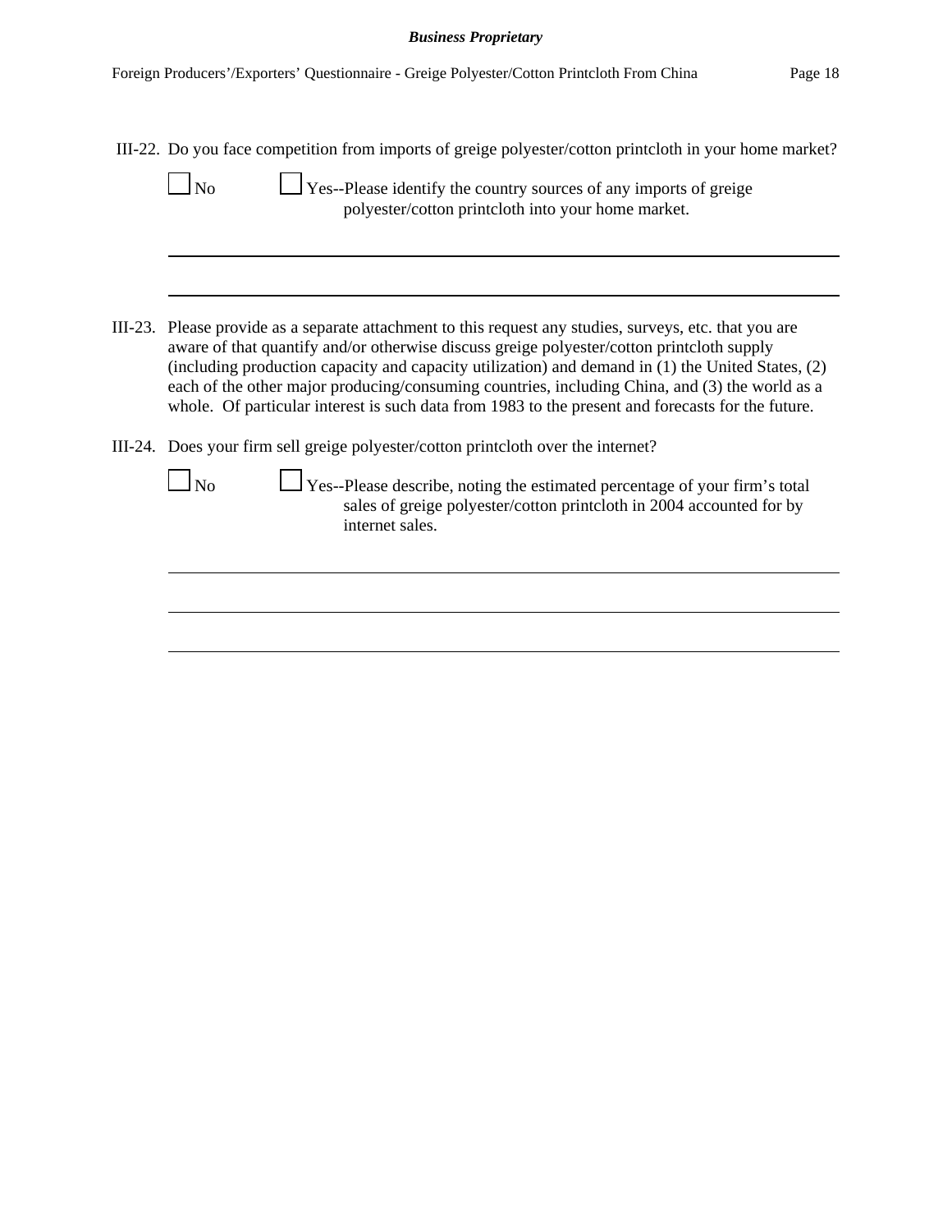III-22. Do you face competition from imports of greige polyester/cotton printcloth in your home market?

☐ No ☐ Yes--Please identify the country sources of any imports of greige polyester/cotton printcloth into your home market.

\_\_\_\_\_\_\_\_\_\_\_\_\_\_\_\_\_\_\_\_\_\_\_\_\_\_\_\_\_\_\_\_\_\_\_\_\_\_\_\_\_\_\_\_\_\_\_\_\_\_\_\_\_\_\_\_\_\_\_\_\_\_\_\_

\_\_\_\_\_\_\_\_\_\_\_\_\_\_\_\_\_\_\_\_\_\_\_\_\_\_\_\_\_\_\_\_\_\_\_\_\_\_\_\_\_\_\_\_\_\_\_\_\_\_\_\_\_\_\_\_\_\_\_\_\_\_\_\_

III-23. Please provide as a separate attachment to this request any studies, surveys, etc. that you are aware of that quantify and/or otherwise discuss greige polyester/cotton printcloth supply (including production capacity and capacity utilization) and demand in (1) the United States, (2) each of the other major producing/consuming countries, including China, and (3) the world as a whole. Of particular interest is such data from 1983 to the present and forecasts for the future.

III-24. Does your firm sell greige polyester/cotton printcloth over the internet?

☐ No ☐ Yes--Please describe, noting the estimated percentage of your firm's total sales of greige polyester/cotton printcloth in 2004 accounted for by internet sales.

\_\_\_\_\_\_\_\_\_\_\_\_\_\_\_\_\_\_\_\_\_\_\_\_\_\_\_\_\_\_\_\_\_\_\_\_\_\_\_\_\_\_\_\_\_\_\_\_\_\_\_\_\_\_\_\_\_\_\_\_\_\_\_\_

\_\_\_\_\_\_\_\_\_\_\_\_\_\_\_\_\_\_\_\_\_\_\_\_\_\_\_\_\_\_\_\_\_\_\_\_\_\_\_\_\_\_\_\_\_\_\_\_\_\_\_\_\_\_\_\_\_\_\_\_\_\_\_\_

\_\_\_\_\_\_\_\_\_\_\_\_\_\_\_\_\_\_\_\_\_\_\_\_\_\_\_\_\_\_\_\_\_\_\_\_\_\_\_\_\_\_\_\_\_\_\_\_\_\_\_\_\_\_\_\_\_\_\_\_\_\_\_\_